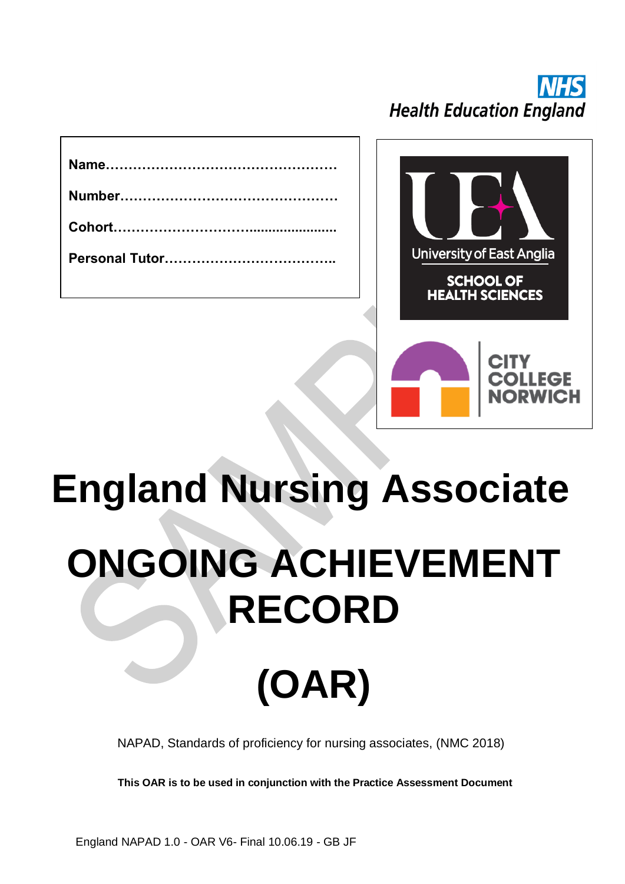NHS
Health Education England

**Name……………………………………………**

**Number…………………………………………**

**Cohort……………………………......................**

**Personal Tutor………………………………..**

University of East Anglia
SCHOOL OF HEALTH SCIENCES

CITY COLLEGE NORWICH

# England Nursing Associate

# ONGOING ACHIEVEMENT RECORD

# (OAR)

NAPAD, Standards of proficiency for nursing associates, (NMC 2018)

**This OAR is to be used in conjunction with the Practice Assessment Document**

England NAPAD 1.0 - OAR V6- Final 10.06.19 - GB JF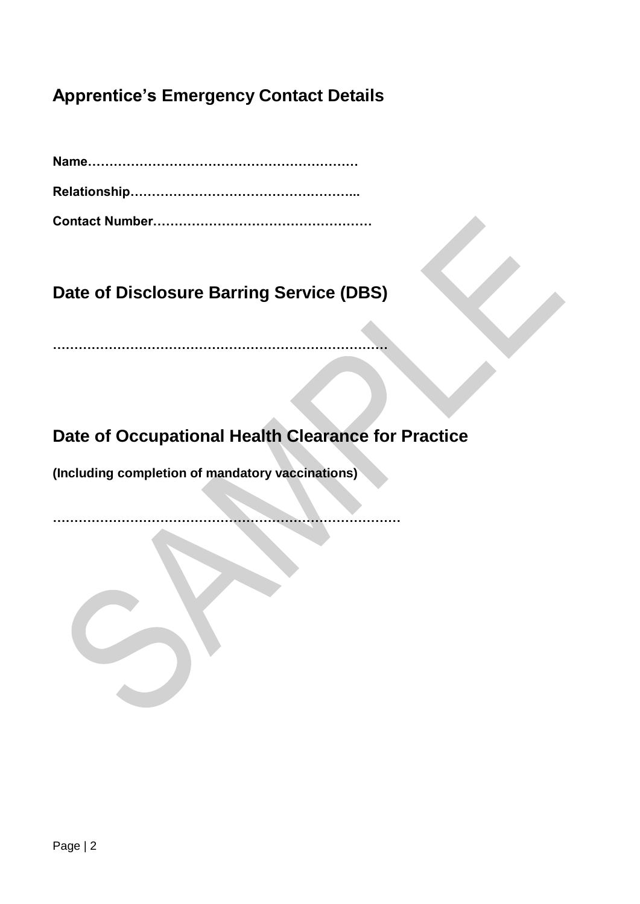## Apprentice’s Emergency Contact Details

**Name………………………………………………………**

**Relationship……………………………………………...**

**Contact Number…………………………………………**

## Date of Disclosure Barring Service (DBS)

……………………………………………………………………

## Date of Occupational Health Clearance for Practice

**(Including completion of mandatory vaccinations)**

……………………………………………………………………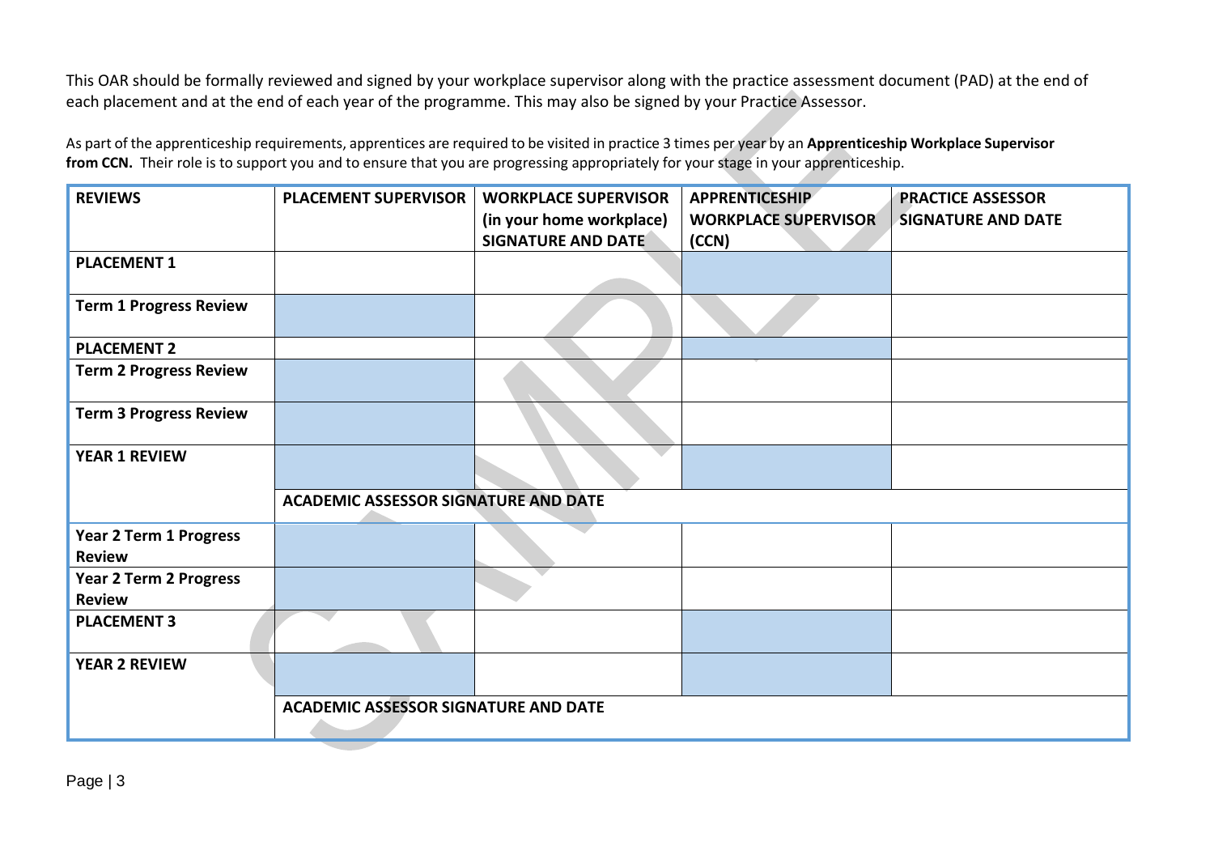This OAR should be formally reviewed and signed by your workplace supervisor along with the practice assessment document (PAD) at the end of each placement and at the end of each year of the programme. This may also be signed by your Practice Assessor.

As part of the apprenticeship requirements, apprentices are required to be visited in practice 3 times per year by an **Apprenticeship Workplace Supervisor from CCN.** Their role is to support you and to ensure that you are progressing appropriately for your stage in your apprenticeship.

| REVIEWS | PLACEMENT SUPERVISOR | WORKPLACE SUPERVISOR (in your home workplace) SIGNATURE AND DATE | APPRENTICESHIP WORKPLACE SUPERVISOR (CCN) | PRACTICE ASSESSOR SIGNATURE AND DATE |
|---|---|---|---|---|
| **PLACEMENT 1** | | | | |
| **Term 1 Progress Review** | | | | |
| **PLACEMENT 2** | | | | |
| **Term 2 Progress Review** | | | | |
| **Term 3 Progress Review** | | | | |
| **YEAR 1 REVIEW** | | | | |
| | **ACADEMIC ASSESSOR SIGNATURE AND DATE** | | | |
| **Year 2 Term 1 Progress Review** | | | | |
| **Year 2 Term 2 Progress Review** | | | | |
| **PLACEMENT 3** | | | | |
| **YEAR 2 REVIEW** | | | | |
| | **ACADEMIC ASSESSOR SIGNATURE AND DATE** | | | |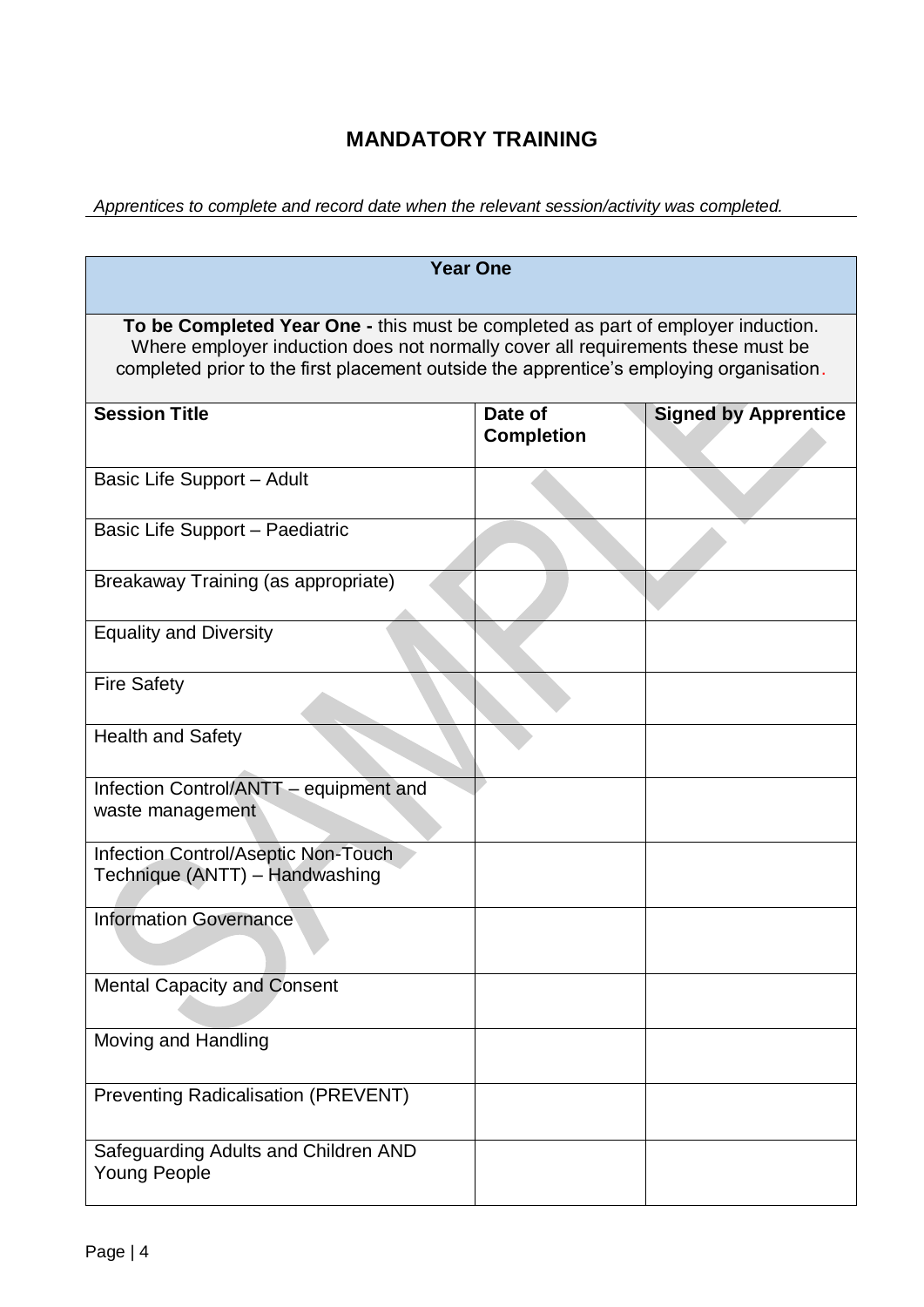# MANDATORY TRAINING

*Apprentices to complete and record date when the relevant session/activity was completed.*

| Year One | | |
|---|---|---|
| **To be Completed Year One -** this must be completed as part of employer induction. Where employer induction does not normally cover all requirements these must be completed prior to the first placement outside the apprentice's employing organisation. | | |
| **Session Title** | **Date of Completion** | **Signed by Apprentice** |
| Basic Life Support – Adult | | |
| Basic Life Support – Paediatric | | |
| Breakaway Training (as appropriate) | | |
| Equality and Diversity | | |
| Fire Safety | | |
| Health and Safety | | |
| Infection Control/ANTT – equipment and waste management | | |
| Infection Control/Aseptic Non-Touch Technique (ANTT) – Handwashing | | |
| Information Governance | | |
| Mental Capacity and Consent | | |
| Moving and Handling | | |
| Preventing Radicalisation (PREVENT) | | |
| Safeguarding Adults and Children AND Young People | | |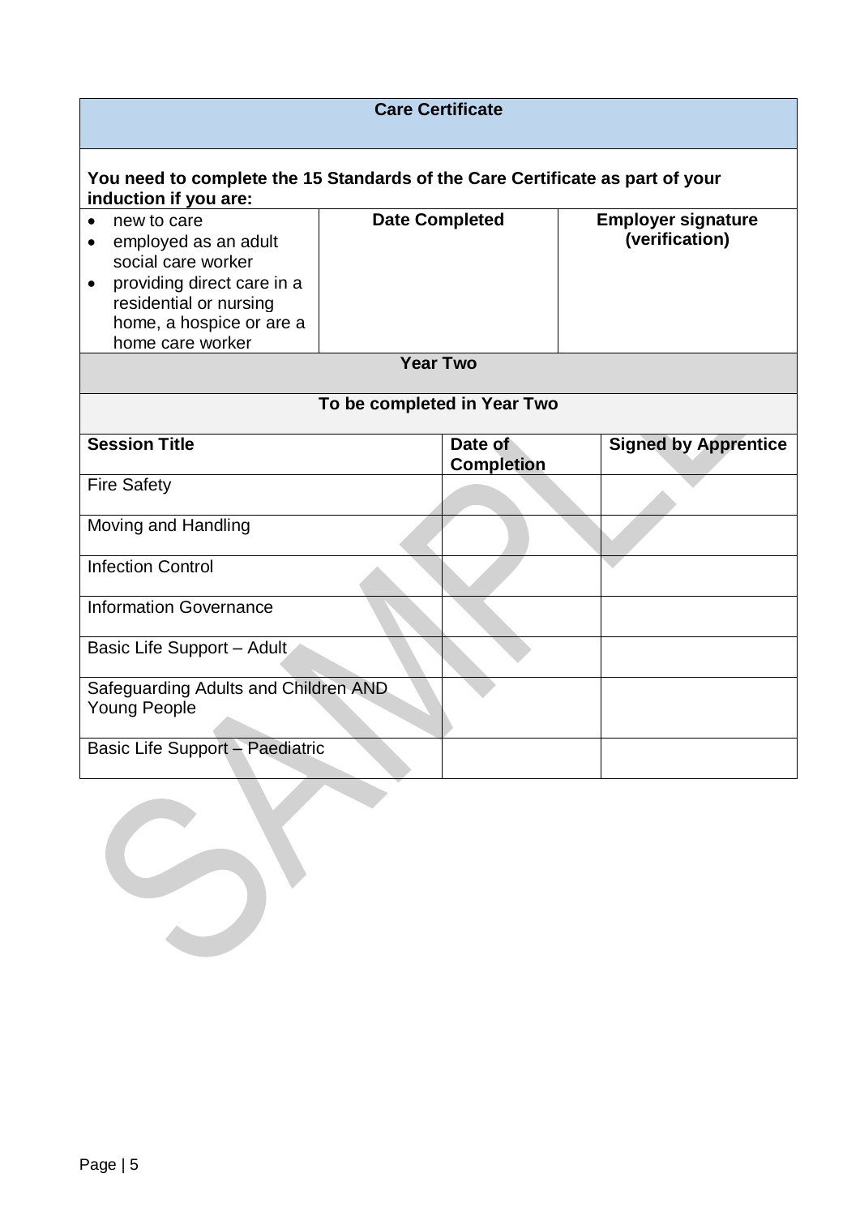| Care Certificate | | |
|---|---|---|
| **You need to complete the 15 Standards of the Care Certificate as part of your induction if you are:** | | |
| • new to care<br>• employed as an adult social care worker<br>• providing direct care in a residential or nursing home, a hospice or are a home care worker | **Date Completed** | **Employer signature (verification)** |

**Year Two**

**To be completed in Year Two**

| Session Title | Date of Completion | Signed by Apprentice |
|---|---|---|
| Fire Safety | | |
| Moving and Handling | | |
| Infection Control | | |
| Information Governance | | |
| Basic Life Support – Adult | | |
| Safeguarding Adults and Children AND Young People | | |
| Basic Life Support – Paediatric | | |

SAMPLE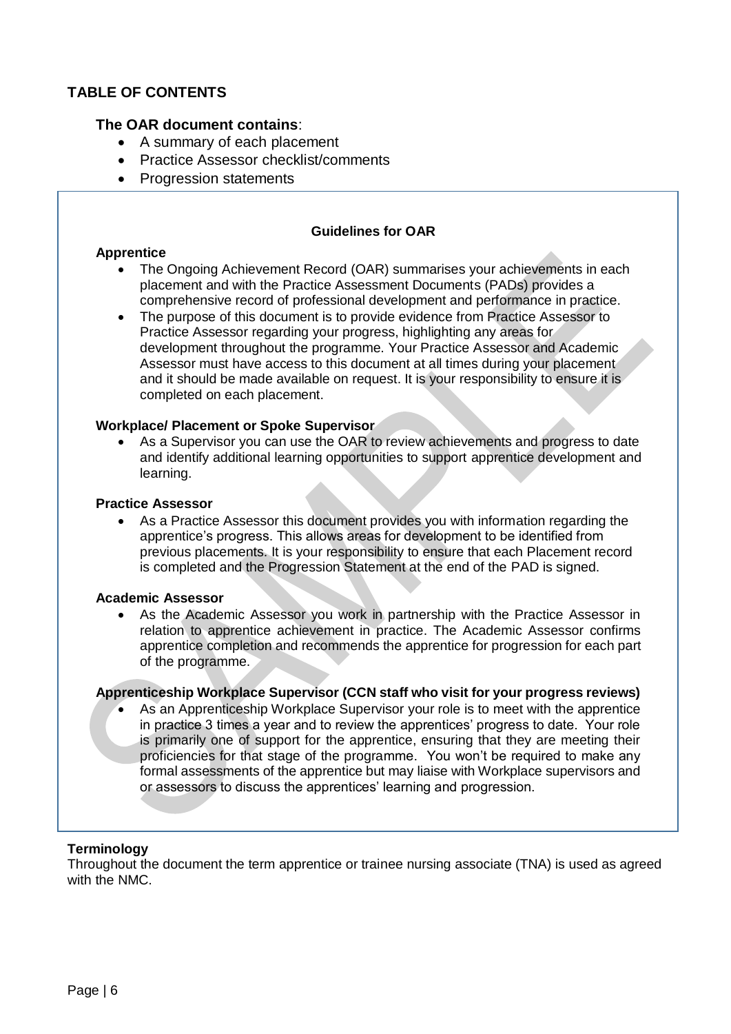## TABLE OF CONTENTS

### The OAR document contains:

- A summary of each placement
- Practice Assessor checklist/comments
- Progression statements

**Guidelines for OAR**

**Apprentice**

- The Ongoing Achievement Record (OAR) summarises your achievements in each placement and with the Practice Assessment Documents (PADs) provides a comprehensive record of professional development and performance in practice.
- The purpose of this document is to provide evidence from Practice Assessor to Practice Assessor regarding your progress, highlighting any areas for development throughout the programme. Your Practice Assessor and Academic Assessor must have access to this document at all times during your placement and it should be made available on request. It is your responsibility to ensure it is completed on each placement.

**Workplace/ Placement or Spoke Supervisor**

- As a Supervisor you can use the OAR to review achievements and progress to date and identify additional learning opportunities to support apprentice development and learning.

**Practice Assessor**

- As a Practice Assessor this document provides you with information regarding the apprentice's progress. This allows areas for development to be identified from previous placements. It is your responsibility to ensure that each Placement record is completed and the Progression Statement at the end of the PAD is signed.

**Academic Assessor**

- As the Academic Assessor you work in partnership with the Practice Assessor in relation to apprentice achievement in practice. The Academic Assessor confirms apprentice completion and recommends the apprentice for progression for each part of the programme.

**Apprenticeship Workplace Supervisor (CCN staff who visit for your progress reviews)**

- As an Apprenticeship Workplace Supervisor your role is to meet with the apprentice in practice 3 times a year and to review the apprentices' progress to date. Your role is primarily one of support for the apprentice, ensuring that they are meeting their proficiencies for that stage of the programme. You won't be required to make any formal assessments of the apprentice but may liaise with Workplace supervisors and or assessors to discuss the apprentices' learning and progression.

**Terminology**

Throughout the document the term apprentice or trainee nursing associate (TNA) is used as agreed with the NMC.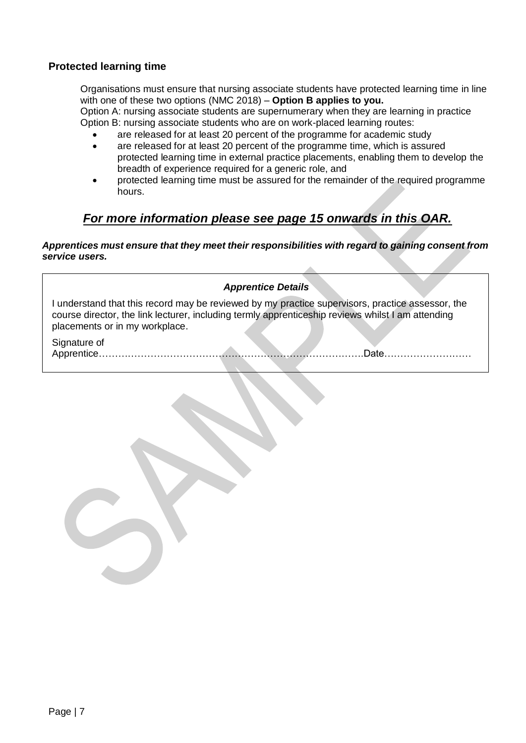## Protected learning time

Organisations must ensure that nursing associate students have protected learning time in line with one of these two options (NMC 2018) – **Option B applies to you.**

Option A: nursing associate students are supernumerary when they are learning in practice

Option B: nursing associate students who are on work-placed learning routes:

- are released for at least 20 percent of the programme for academic study
- are released for at least 20 percent of the programme time, which is assured protected learning time in external practice placements, enabling them to develop the breadth of experience required for a generic role, and
- protected learning time must be assured for the remainder of the required programme hours.

## ***For more information please see page 15 onwards in this OAR.***

***Apprentices must ensure that they meet their responsibilities with regard to gaining consent from service users.***

| ***Apprentice Details*** |
| --- |
| I understand that this record may be reviewed by my practice supervisors, practice assessor, the course director, the link lecturer, including termly apprenticeship reviews whilst I am attending placements or in my workplace.<br><br>Signature of Apprentice……………………………………………………………………….Date……………………… |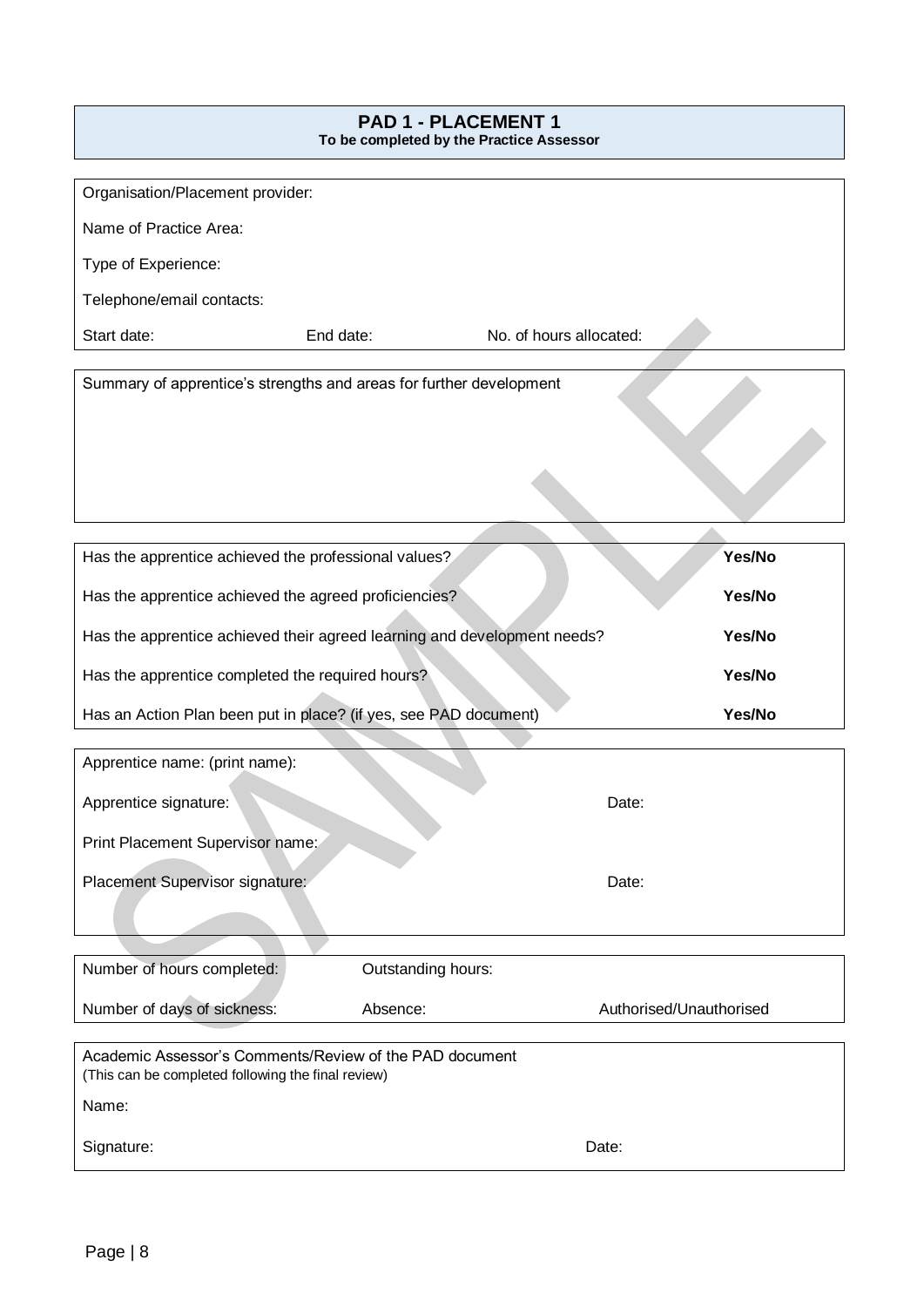## PAD 1 - PLACEMENT 1

**To be completed by the Practice Assessor**

Organisation/Placement provider:

Name of Practice Area:

Type of Experience:

Telephone/email contacts:

Start date: End date: No. of hours allocated:

Summary of apprentice's strengths and areas for further development

| | |
|---|---|
| Has the apprentice achieved the professional values? | **Yes/No** |
| Has the apprentice achieved the agreed proficiencies? | **Yes/No** |
| Has the apprentice achieved their agreed learning and development needs? | **Yes/No** |
| Has the apprentice completed the required hours? | **Yes/No** |
| Has an Action Plan been put in place? (if yes, see PAD document) | **Yes/No** |

Apprentice name: (print name):

Apprentice signature: Date:

Print Placement Supervisor name:

Placement Supervisor signature: Date:

| | | |
|---|---|---|
| Number of hours completed: | Outstanding hours: | |
| Number of days of sickness: | Absence: | Authorised/Unauthorised |

Academic Assessor's Comments/Review of the PAD document
(This can be completed following the final review)

Name:

Signature: Date: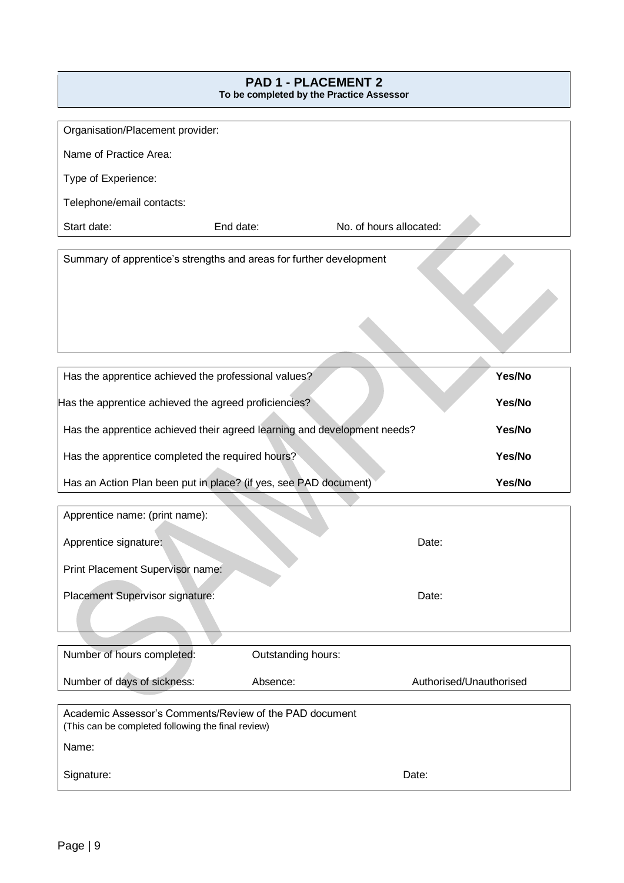## PAD 1 - PLACEMENT 2

**To be completed by the Practice Assessor**

Organisation/Placement provider:

Name of Practice Area:

Type of Experience:

Telephone/email contacts:

Start date: End date: No. of hours allocated:

Summary of apprentice's strengths and areas for further development

| | |
|---|---|
| Has the apprentice achieved the professional values? | **Yes/No** |
| Has the apprentice achieved the agreed proficiencies? | **Yes/No** |
| Has the apprentice achieved their agreed learning and development needs? | **Yes/No** |
| Has the apprentice completed the required hours? | **Yes/No** |
| Has an Action Plan been put in place? (if yes, see PAD document) | **Yes/No** |

Apprentice name: (print name):

Apprentice signature: Date:

Print Placement Supervisor name:

Placement Supervisor signature: Date:

| | | |
|---|---|---|
| Number of hours completed: | Outstanding hours: | |
| Number of days of sickness: | Absence: | Authorised/Unauthorised |

Academic Assessor's Comments/Review of the PAD document
(This can be completed following the final review)

Name:

Signature: Date: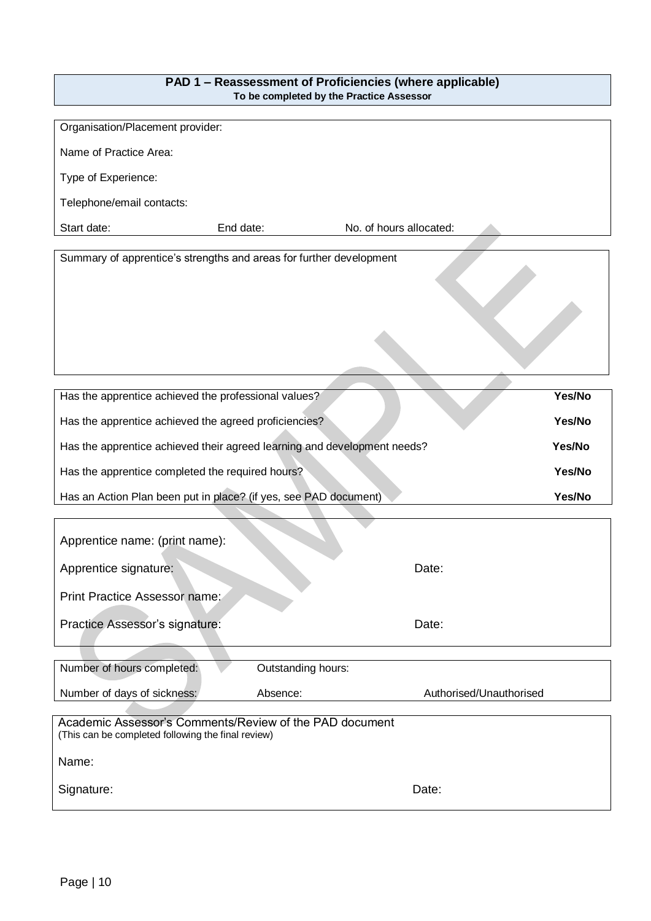## PAD 1 – Reassessment of Proficiencies (where applicable)

**To be completed by the Practice Assessor**

Organisation/Placement provider:

Name of Practice Area:

Type of Experience:

Telephone/email contacts:

Start date: End date: No. of hours allocated:

Summary of apprentice's strengths and areas for further development

| | |
|---|---|
| Has the apprentice achieved the professional values? | **Yes/No** |
| Has the apprentice achieved the agreed proficiencies? | **Yes/No** |
| Has the apprentice achieved their agreed learning and development needs? | **Yes/No** |
| Has the apprentice completed the required hours? | **Yes/No** |
| Has an Action Plan been put in place? (if yes, see PAD document) | **Yes/No** |

Apprentice name: (print name):

Apprentice signature: Date:

Print Practice Assessor name:

Practice Assessor's signature: Date:

| | | |
|---|---|---|
| Number of hours completed: | Outstanding hours: | |
| Number of days of sickness: | Absence: | Authorised/Unauthorised |

Academic Assessor's Comments/Review of the PAD document
(This can be completed following the final review)

Name:

Signature: Date: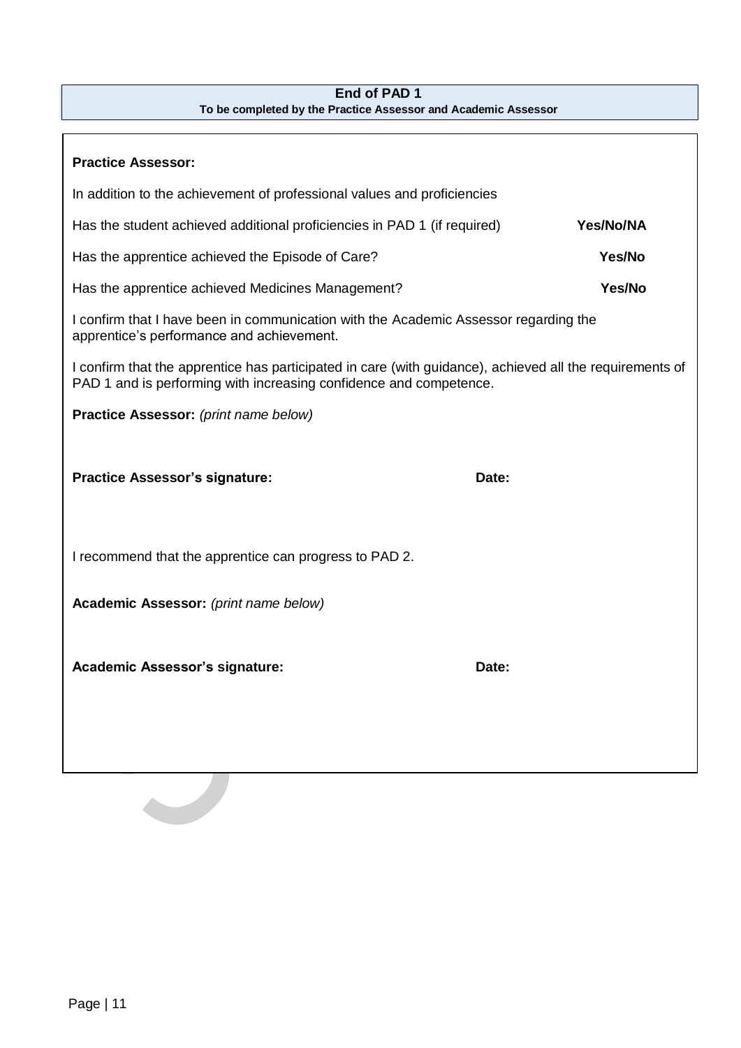**End of PAD 1**
**To be completed by the Practice Assessor and Academic Assessor**

**Practice Assessor:**

In addition to the achievement of professional values and proficiencies

Has the student achieved additional proficiencies in PAD 1 (if required) **Yes/No/NA**

Has the apprentice achieved the Episode of Care? **Yes/No**

Has the apprentice achieved Medicines Management? **Yes/No**

I confirm that I have been in communication with the Academic Assessor regarding the apprentice's performance and achievement.

I confirm that the apprentice has participated in care (with guidance), achieved all the requirements of PAD 1 and is performing with increasing confidence and competence.

**Practice Assessor:** *(print name below)*

**Practice Assessor's signature:** **Date:**

I recommend that the apprentice can progress to PAD 2.

**Academic Assessor:** *(print name below)*

**Academic Assessor's signature:** **Date:**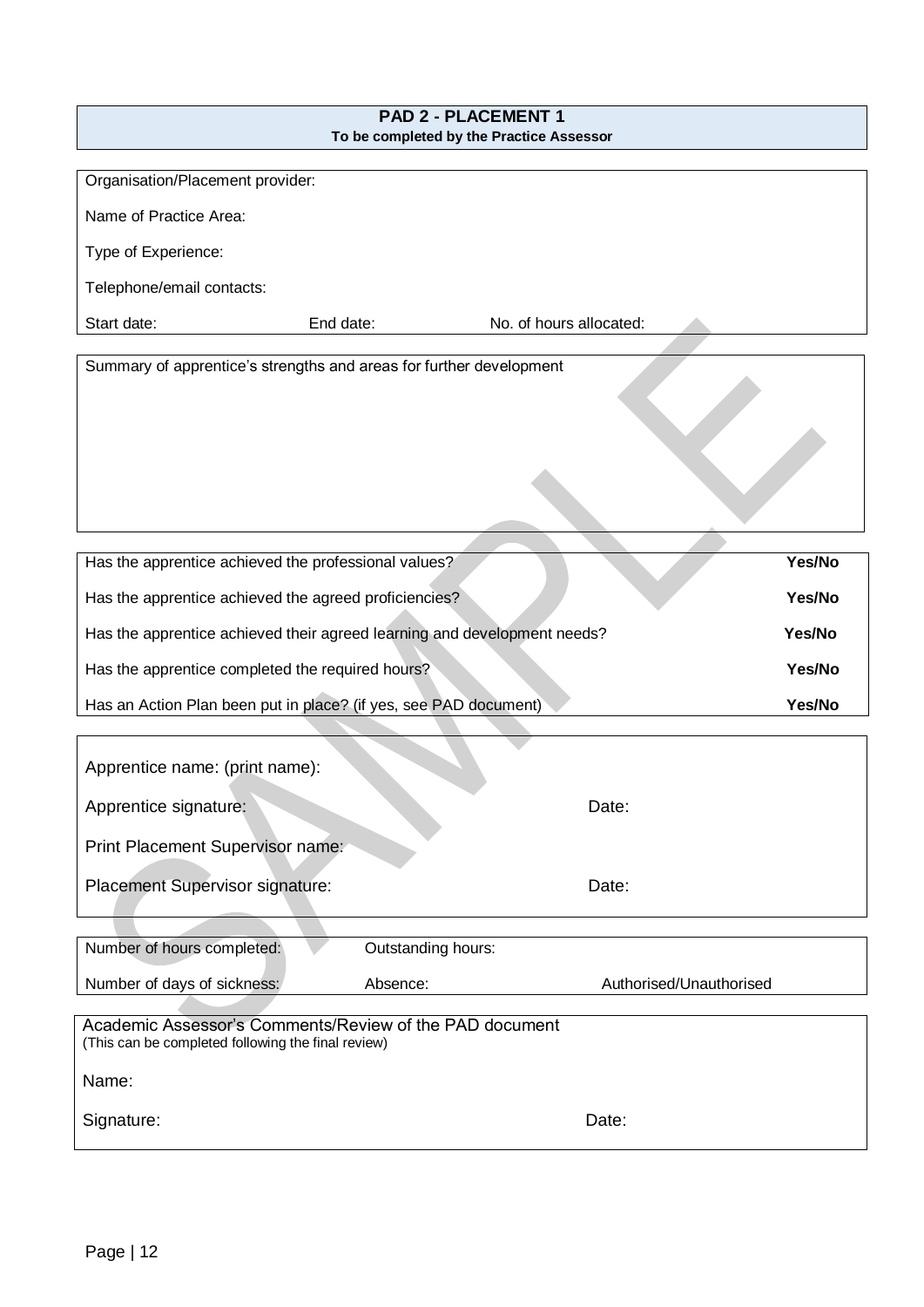## PAD 2 - PLACEMENT 1

**To be completed by the Practice Assessor**

Organisation/Placement provider:

Name of Practice Area:

Type of Experience:

Telephone/email contacts:

Start date: End date: No. of hours allocated:

Summary of apprentice's strengths and areas for further development

| | |
|---|---|
| Has the apprentice achieved the professional values? | **Yes/No** |
| Has the apprentice achieved the agreed proficiencies? | **Yes/No** |
| Has the apprentice achieved their agreed learning and development needs? | **Yes/No** |
| Has the apprentice completed the required hours? | **Yes/No** |
| Has an Action Plan been put in place? (if yes, see PAD document) | **Yes/No** |

Apprentice name: (print name):

Apprentice signature: Date:

Print Placement Supervisor name:

Placement Supervisor signature: Date:

| | | |
|---|---|---|
| Number of hours completed: | Outstanding hours: | |
| Number of days of sickness: | Absence: | Authorised/Unauthorised |

Academic Assessor's Comments/Review of the PAD document
(This can be completed following the final review)

Name:

Signature: Date: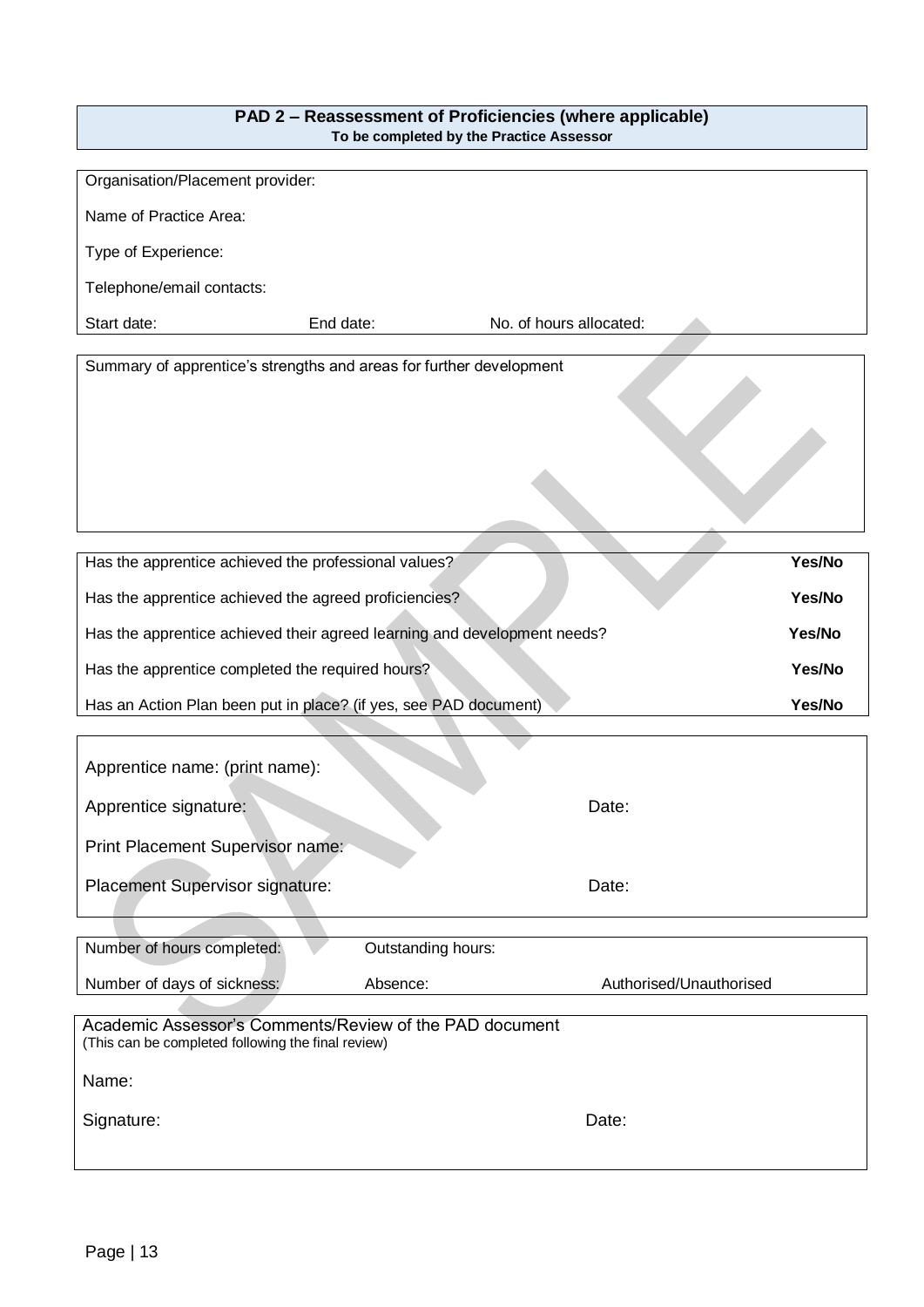## PAD 2 – Reassessment of Proficiencies (where applicable)

**To be completed by the Practice Assessor**

Organisation/Placement provider:

Name of Practice Area:

Type of Experience:

Telephone/email contacts:

Start date: End date: No. of hours allocated:

Summary of apprentice's strengths and areas for further development

| | |
|---|---|
| Has the apprentice achieved the professional values? | **Yes/No** |
| Has the apprentice achieved the agreed proficiencies? | **Yes/No** |
| Has the apprentice achieved their agreed learning and development needs? | **Yes/No** |
| Has the apprentice completed the required hours? | **Yes/No** |
| Has an Action Plan been put in place? (if yes, see PAD document) | **Yes/No** |

Apprentice name: (print name):

Apprentice signature: Date:

Print Placement Supervisor name:

Placement Supervisor signature: Date:

| | | |
|---|---|---|
| Number of hours completed: | Outstanding hours: | |
| Number of days of sickness: | Absence: | Authorised/Unauthorised |

Academic Assessor's Comments/Review of the PAD document
(This can be completed following the final review)

Name:

Signature: Date: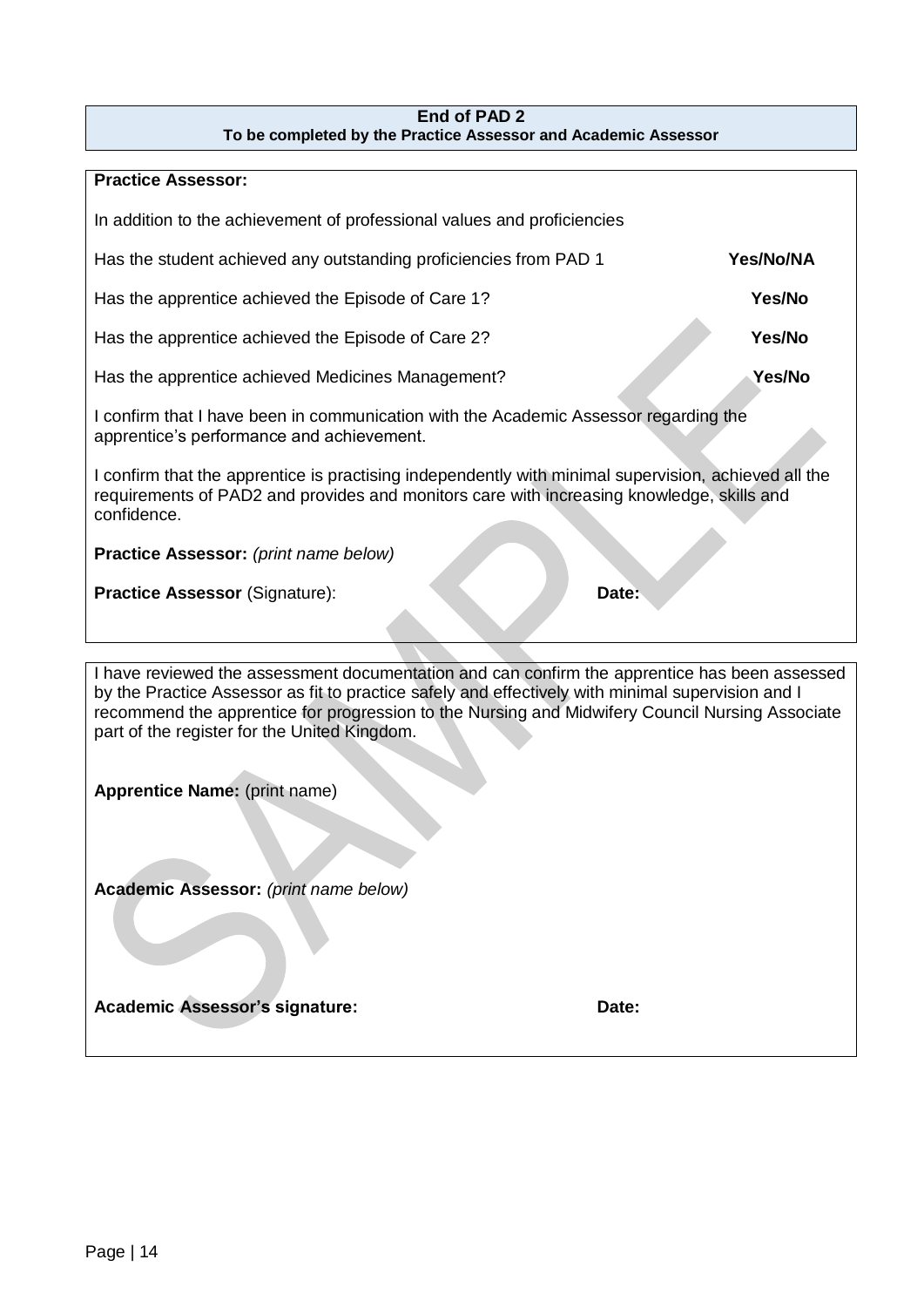**End of PAD 2**
**To be completed by the Practice Assessor and Academic Assessor**

**Practice Assessor:**

In addition to the achievement of professional values and proficiencies

| | |
|---|---|
| Has the student achieved any outstanding proficiencies from PAD 1 | **Yes/No/NA** |
| Has the apprentice achieved the Episode of Care 1? | **Yes/No** |
| Has the apprentice achieved the Episode of Care 2? | **Yes/No** |
| Has the apprentice achieved Medicines Management? | **Yes/No** |

I confirm that I have been in communication with the Academic Assessor regarding the apprentice's performance and achievement.

I confirm that the apprentice is practising independently with minimal supervision, achieved all the requirements of PAD2 and provides and monitors care with increasing knowledge, skills and confidence.

**Practice Assessor:** *(print name below)*

**Practice Assessor** (Signature): **Date:**

I have reviewed the assessment documentation and can confirm the apprentice has been assessed by the Practice Assessor as fit to practice safely and effectively with minimal supervision and I recommend the apprentice for progression to the Nursing and Midwifery Council Nursing Associate part of the register for the United Kingdom.

**Apprentice Name:** (print name)

**Academic Assessor:** *(print name below)*

**Academic Assessor's signature:** **Date:**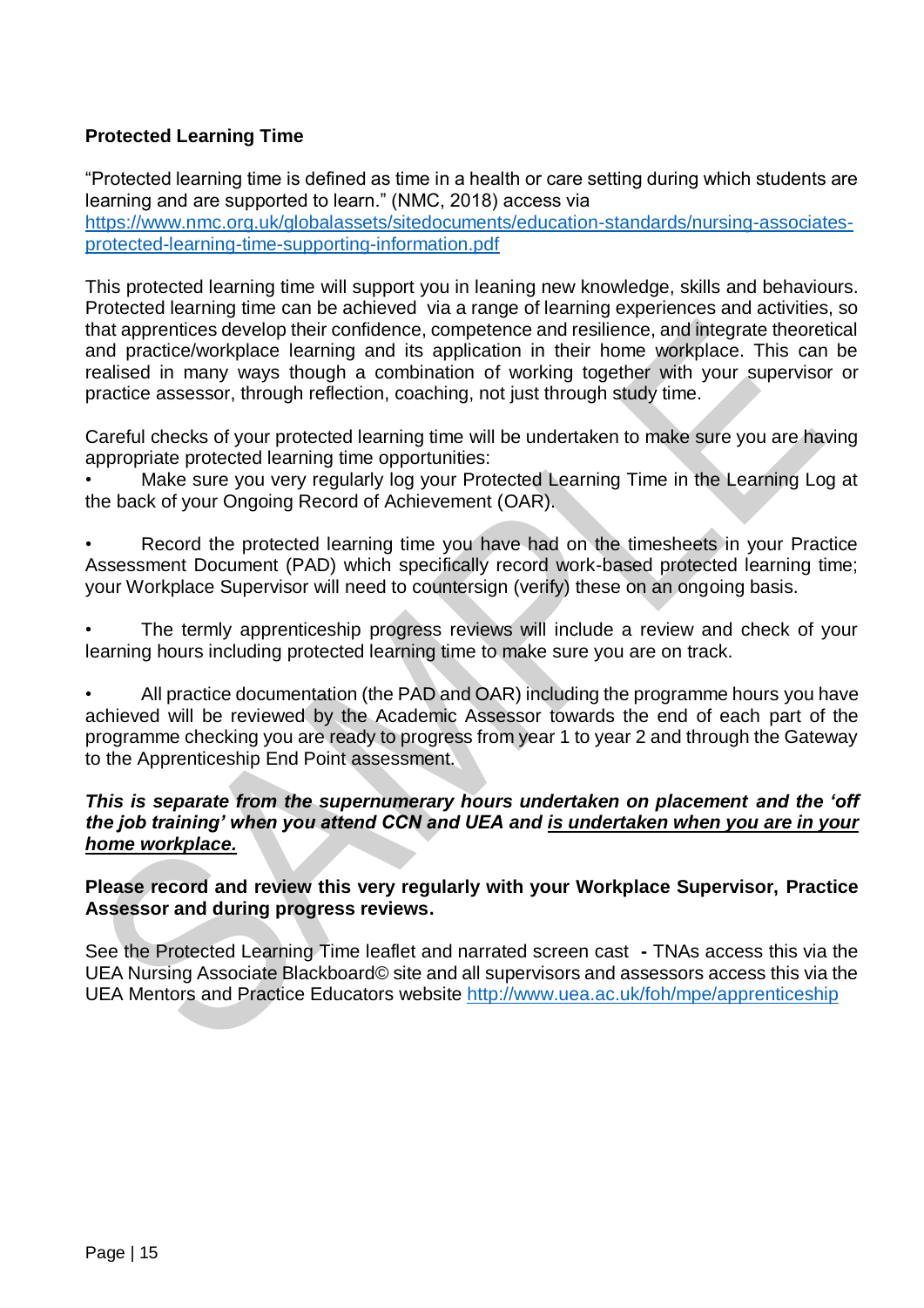**Protected Learning Time**

"Protected learning time is defined as time in a health or care setting during which students are learning and are supported to learn." (NMC, 2018) access via [https://www.nmc.org.uk/globalassets/sitedocuments/education-standards/nursing-associates-protected-learning-time-supporting-information.pdf](https://www.nmc.org.uk/globalassets/sitedocuments/education-standards/nursing-associates-protected-learning-time-supporting-information.pdf)

This protected learning time will support you in leaning new knowledge, skills and behaviours. Protected learning time can be achieved via a range of learning experiences and activities, so that apprentices develop their confidence, competence and resilience, and integrate theoretical and practice/workplace learning and its application in their home workplace. This can be realised in many ways though a combination of working together with your supervisor or practice assessor, through reflection, coaching, not just through study time.

Careful checks of your protected learning time will be undertaken to make sure you are having appropriate protected learning time opportunities:

- Make sure you very regularly log your Protected Learning Time in the Learning Log at the back of your Ongoing Record of Achievement (OAR).

- Record the protected learning time you have had on the timesheets in your Practice Assessment Document (PAD) which specifically record work-based protected learning time; your Workplace Supervisor will need to countersign (verify) these on an ongoing basis.

- The termly apprenticeship progress reviews will include a review and check of your learning hours including protected learning time to make sure you are on track.

- All practice documentation (the PAD and OAR) including the programme hours you have achieved will be reviewed by the Academic Assessor towards the end of each part of the programme checking you are ready to progress from year 1 to year 2 and through the Gateway to the Apprenticeship End Point assessment.

***This is separate from the supernumerary hours undertaken on placement and the 'off the job training' when you attend CCN and UEA and <u>is undertaken when you are in your home workplace.</u>***

**Please record and review this very regularly with your Workplace Supervisor, Practice Assessor and during progress reviews.**

See the Protected Learning Time leaflet and narrated screen cast **-** TNAs access this via the UEA Nursing Associate Blackboard© site and all supervisors and assessors access this via the UEA Mentors and Practice Educators website [http://www.uea.ac.uk/foh/mpe/apprenticeship](http://www.uea.ac.uk/foh/mpe/apprenticeship)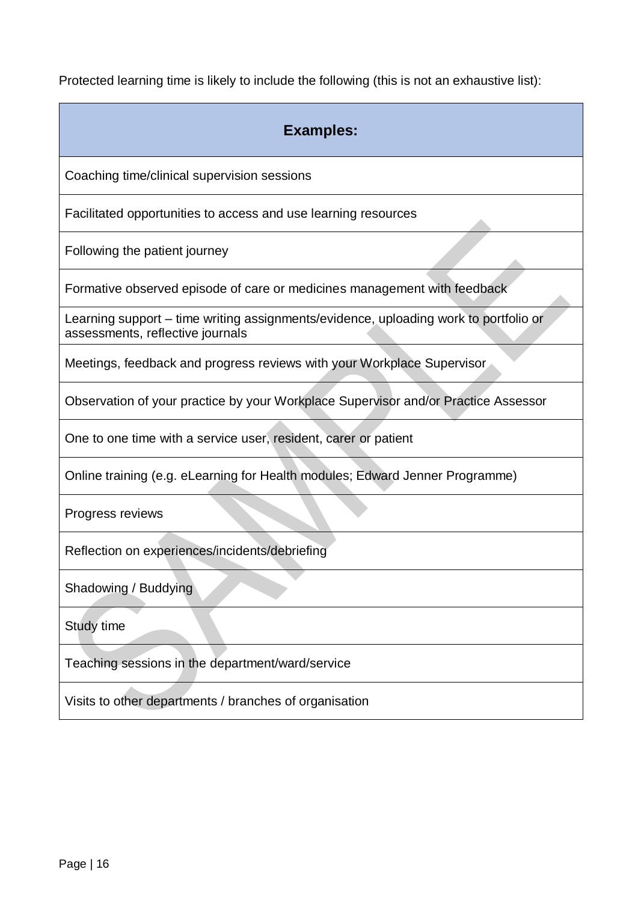Protected learning time is likely to include the following (this is not an exhaustive list):

| **Examples:** |
| --- |
| Coaching time/clinical supervision sessions |
| Facilitated opportunities to access and use learning resources |
| Following the patient journey |
| Formative observed episode of care or medicines management with feedback |
| Learning support – time writing assignments/evidence, uploading work to portfolio or assessments, reflective journals |
| Meetings, feedback and progress reviews with your Workplace Supervisor |
| Observation of your practice by your Workplace Supervisor and/or Practice Assessor |
| One to one time with a service user, resident, carer or patient |
| Online training (e.g. eLearning for Health modules; Edward Jenner Programme) |
| Progress reviews |
| Reflection on experiences/incidents/debriefing |
| Shadowing / Buddying |
| Study time |
| Teaching sessions in the department/ward/service |
| Visits to other departments / branches of organisation |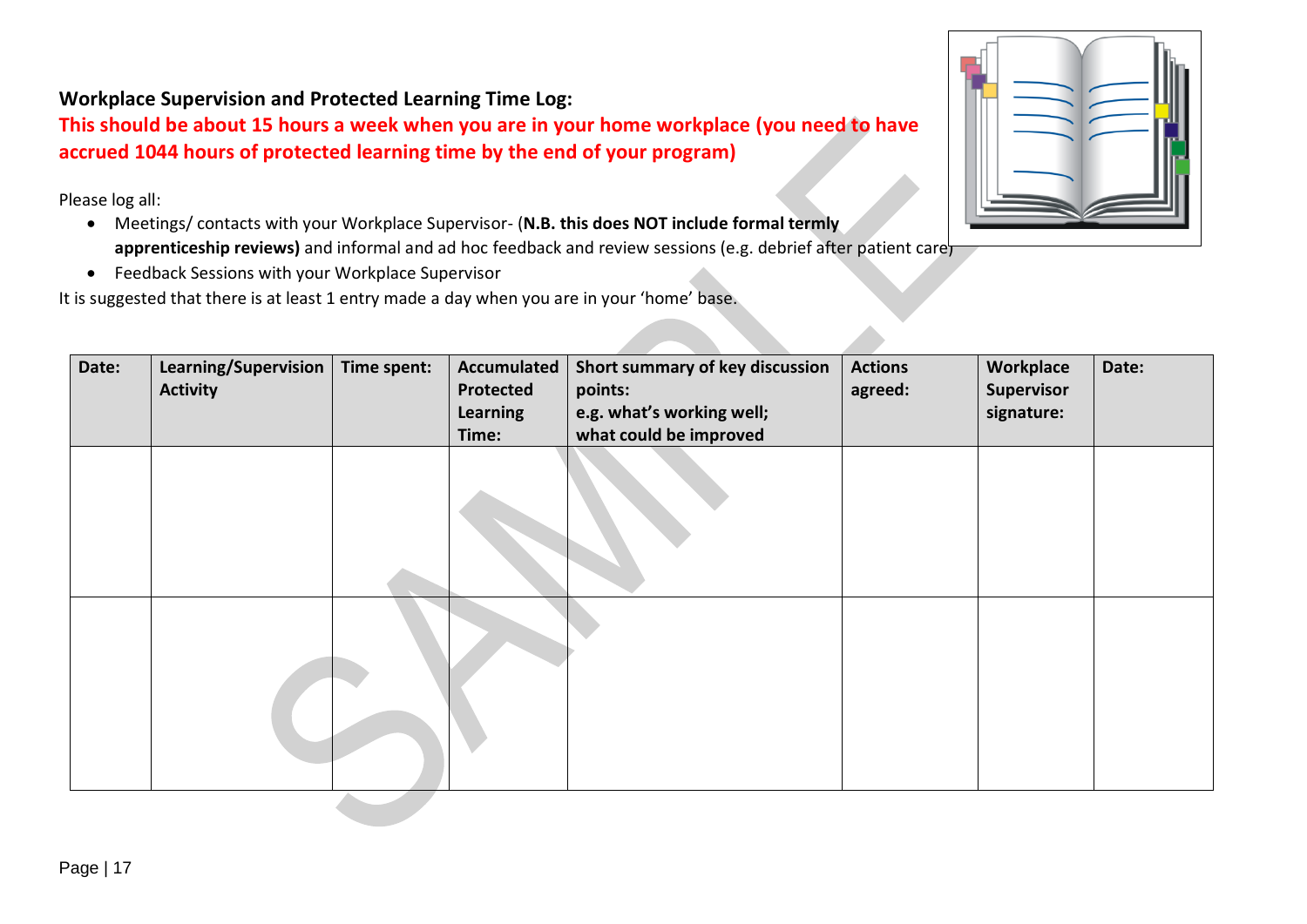**Workplace Supervision and Protected Learning Time Log:**

**This should be about 15 hours a week when you are in your home workplace (you need to have accrued 1044 hours of protected learning time by the end of your program)**

Please log all:

- Meetings/ contacts with your Workplace Supervisor- (**N.B. this does NOT include formal termly apprenticeship reviews)** and informal and ad hoc feedback and review sessions (e.g. debrief after patient care)
- Feedback Sessions with your Workplace Supervisor

It is suggested that there is at least 1 entry made a day when you are in your 'home' base.

| Date: | Learning/Supervision Activity | Time spent: | Accumulated Protected Learning Time: | Short summary of key discussion points: e.g. what's working well; what could be improved | Actions agreed: | Workplace Supervisor signature: | Date: |
|---|---|---|---|---|---|---|---|
| | | | | | | | |
| | | | | | | | |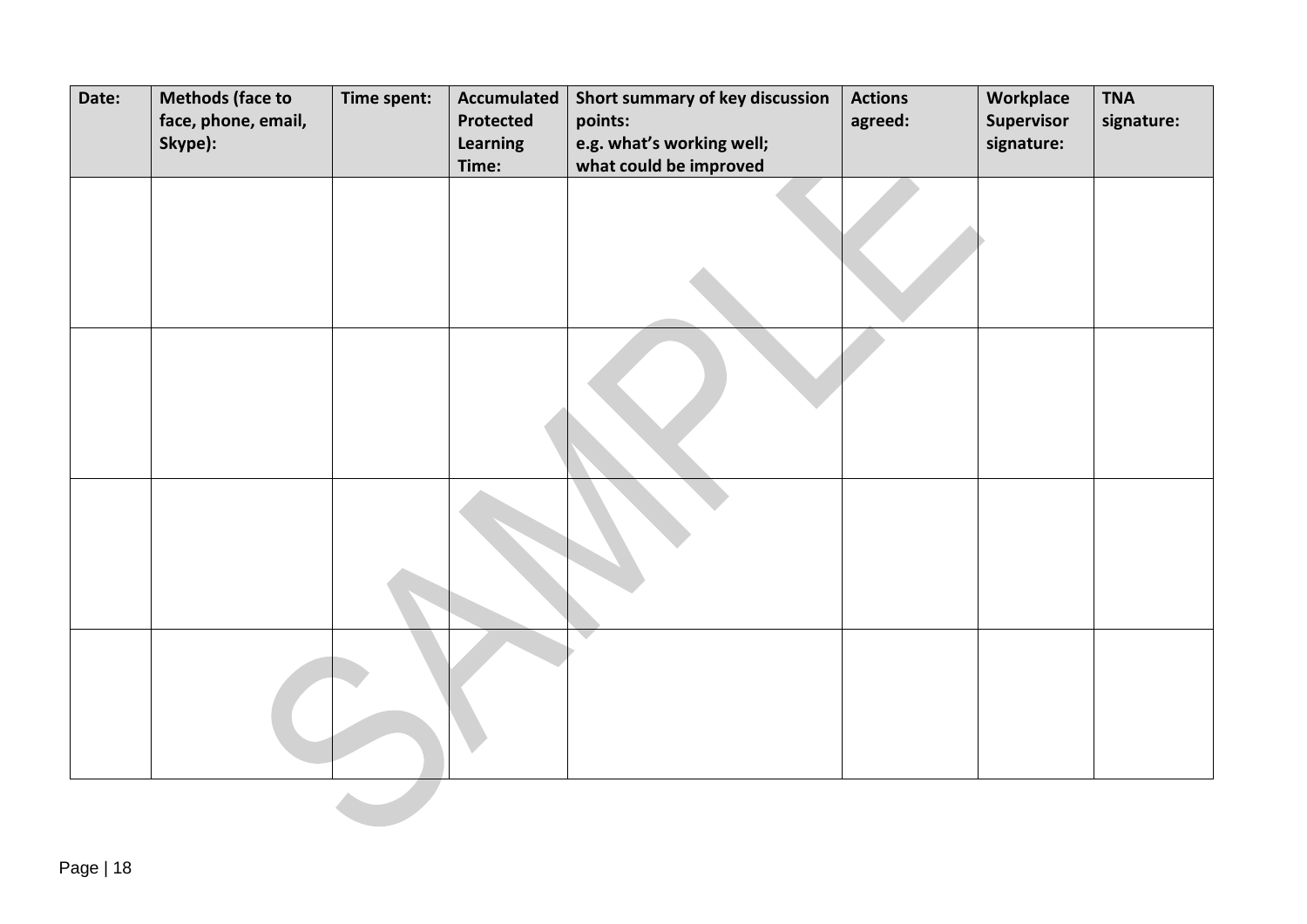| Date: | Methods (face to face, phone, email, Skype): | Time spent: | Accumulated Protected Learning Time: | Short summary of key discussion points: e.g. what's working well; what could be improved | Actions agreed: | Workplace Supervisor signature: | TNA signature: |
|---|---|---|---|---|---|---|---|
| | | | | | | | |
| | | | | | | | |
| | | | | | | | |
| | | | | | | | |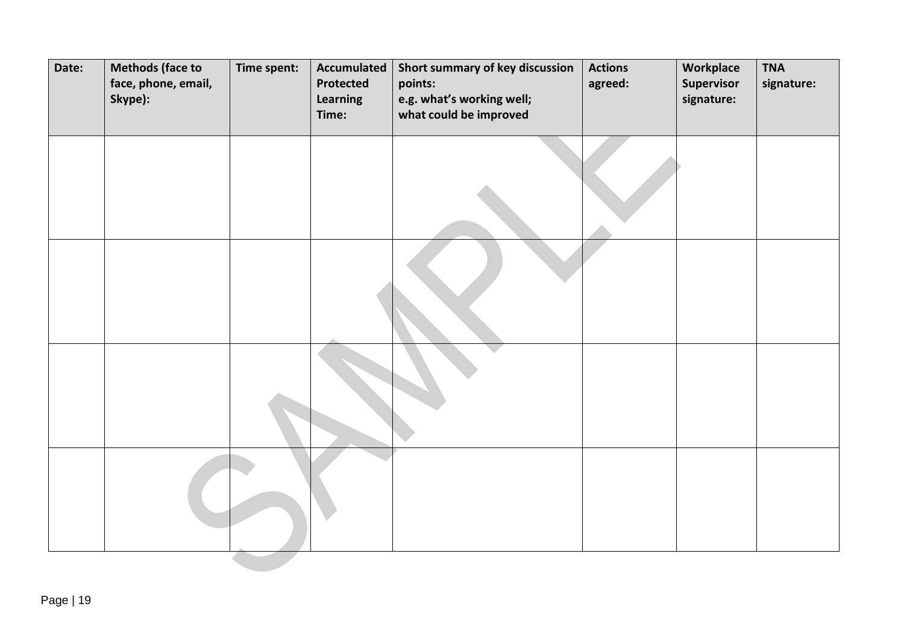| Date: | Methods (face to face, phone, email, Skype): | Time spent: | Accumulated Protected Learning Time: | Short summary of key discussion points: e.g. what's working well; what could be improved | Actions agreed: | Workplace Supervisor signature: | TNA signature: |
|---|---|---|---|---|---|---|---|
| | | | | | | | |
| | | | | | | | |
| | | | | | | | |
| | | | | | | | |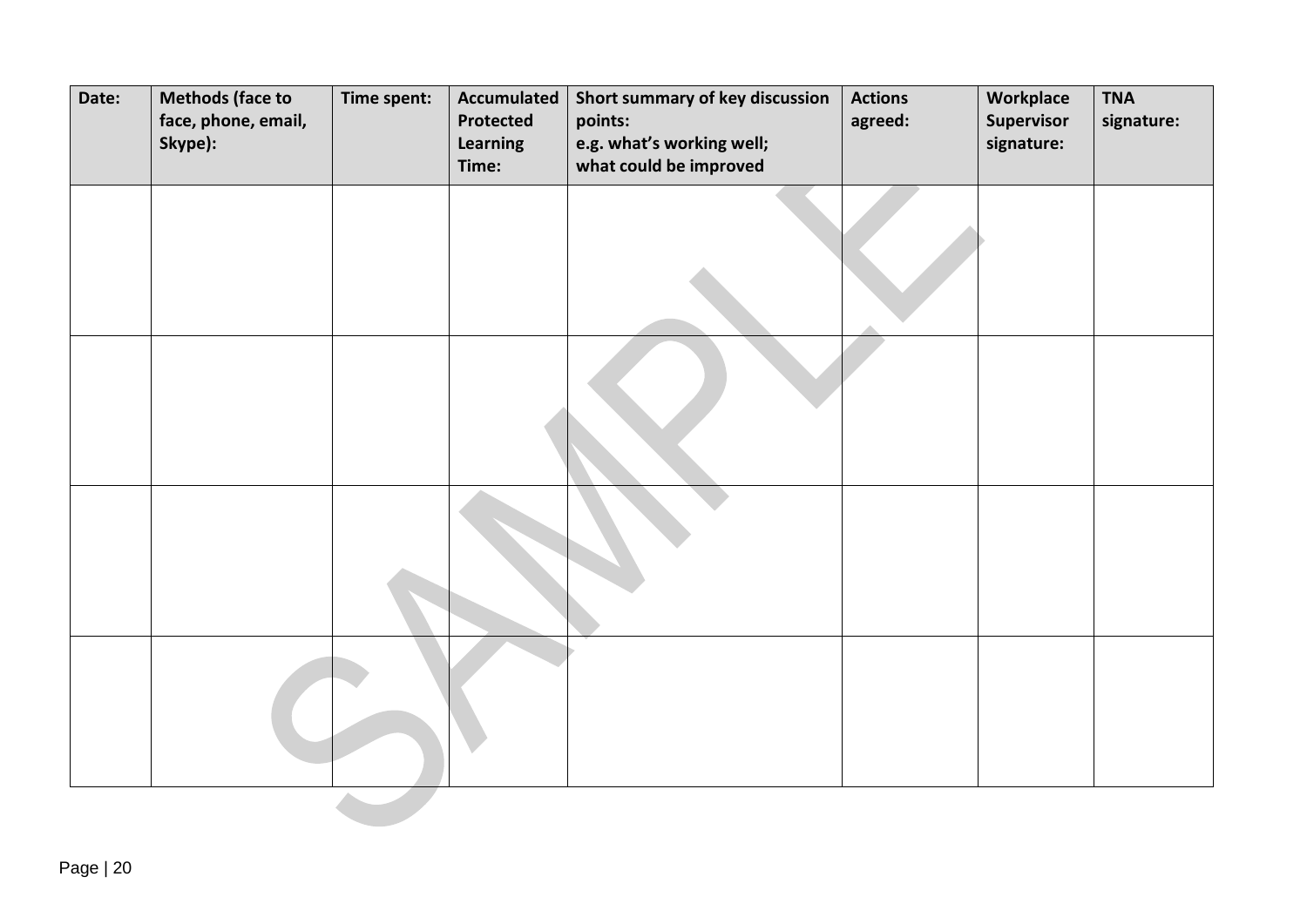| Date: | Methods (face to face, phone, email, Skype): | Time spent: | Accumulated Protected Learning Time: | Short summary of key discussion points: e.g. what's working well; what could be improved | Actions agreed: | Workplace Supervisor signature: | TNA signature: |
|---|---|---|---|---|---|---|---|
| | | | | | | | |
| | | | | | | | |
| | | | | | | | |
| | | | | | | | |

SAMPLE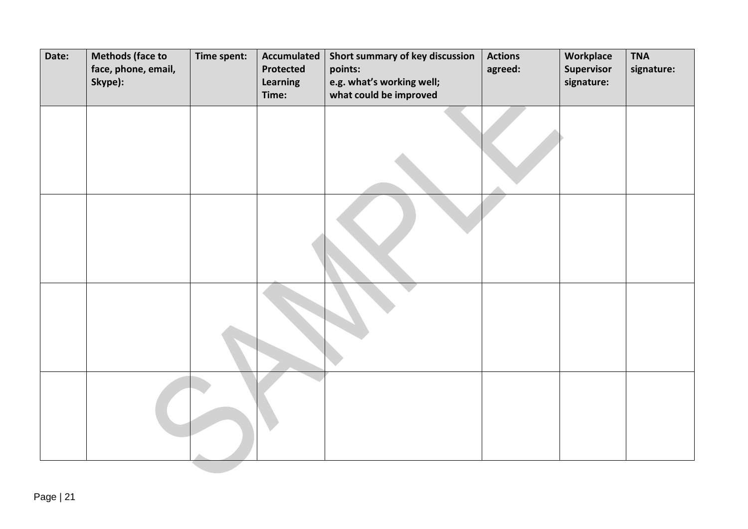| Date: | Methods (face to face, phone, email, Skype): | Time spent: | Accumulated Protected Learning Time: | Short summary of key discussion points: e.g. what's working well; what could be improved | Actions agreed: | Workplace Supervisor signature: | TNA signature: |
|---|---|---|---|---|---|---|---|
| | | | | | | | |
| | | | | | | | |
| | | | | | | | |
| | | | | | | | |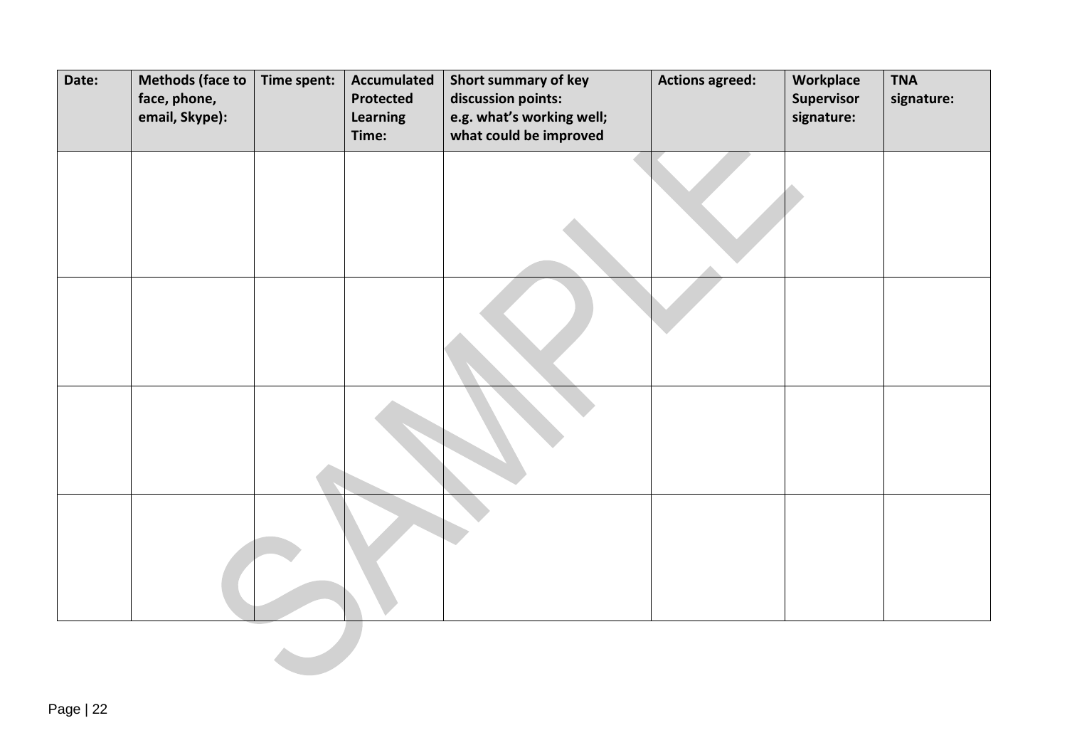| Date: | Methods (face to face, phone, email, Skype): | Time spent: | Accumulated Protected Learning Time: | Short summary of key discussion points: e.g. what's working well; what could be improved | Actions agreed: | Workplace Supervisor signature: | TNA signature: |
|---|---|---|---|---|---|---|---|
| | | | | | | | |
| | | | | | | | |
| | | | | | | | |
| | | | | | | | |

SAMPLE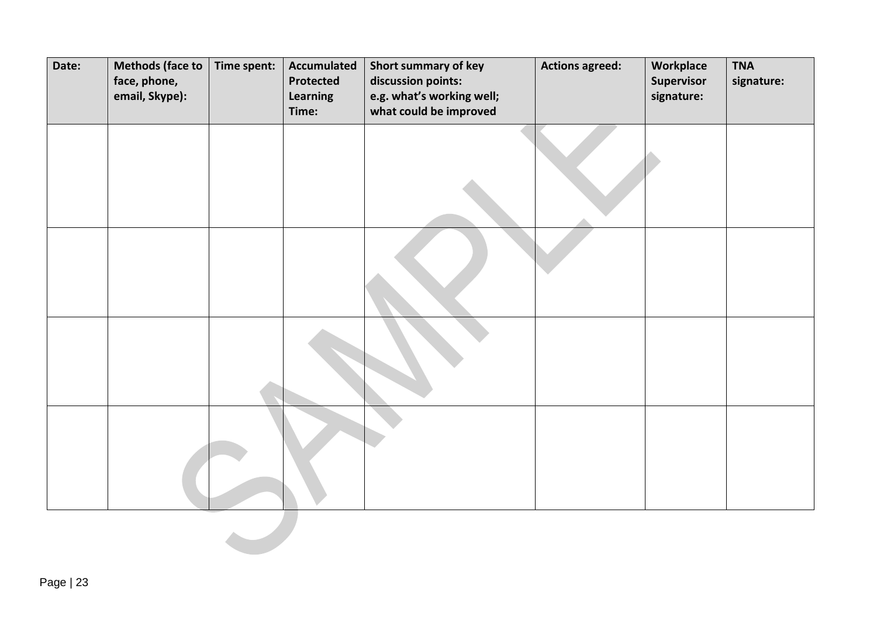| Date: | Methods (face to face, phone, email, Skype): | Time spent: | Accumulated Protected Learning Time: | Short summary of key discussion points: e.g. what's working well; what could be improved | Actions agreed: | Workplace Supervisor signature: | TNA signature: |
| --- | --- | --- | --- | --- | --- | --- | --- |
| | | | | | | | |
| | | | | | | | |
| | | | | | | | |
| | | | | | | | |

SAMPLE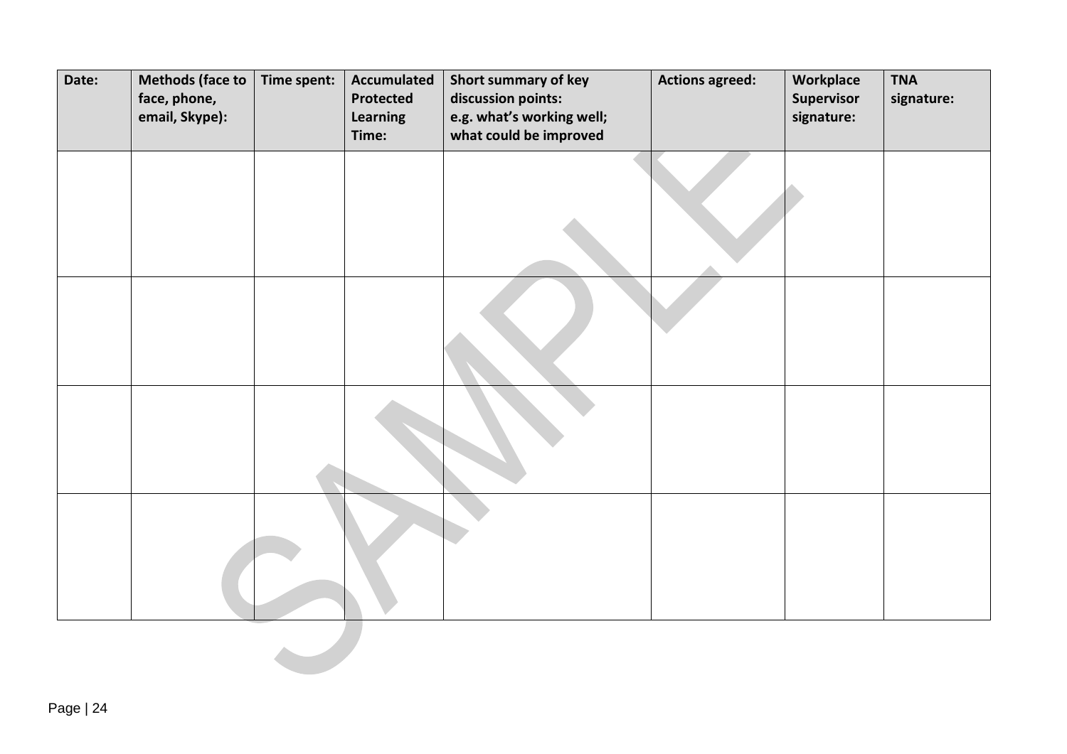| Date: | Methods (face to face, phone, email, Skype): | Time spent: | Accumulated Protected Learning Time: | Short summary of key discussion points: e.g. what's working well; what could be improved | Actions agreed: | Workplace Supervisor signature: | TNA signature: |
|---|---|---|---|---|---|---|---|
| | | | | | | | |
| | | | | | | | |
| | | | | | | | |
| | | | | | | | |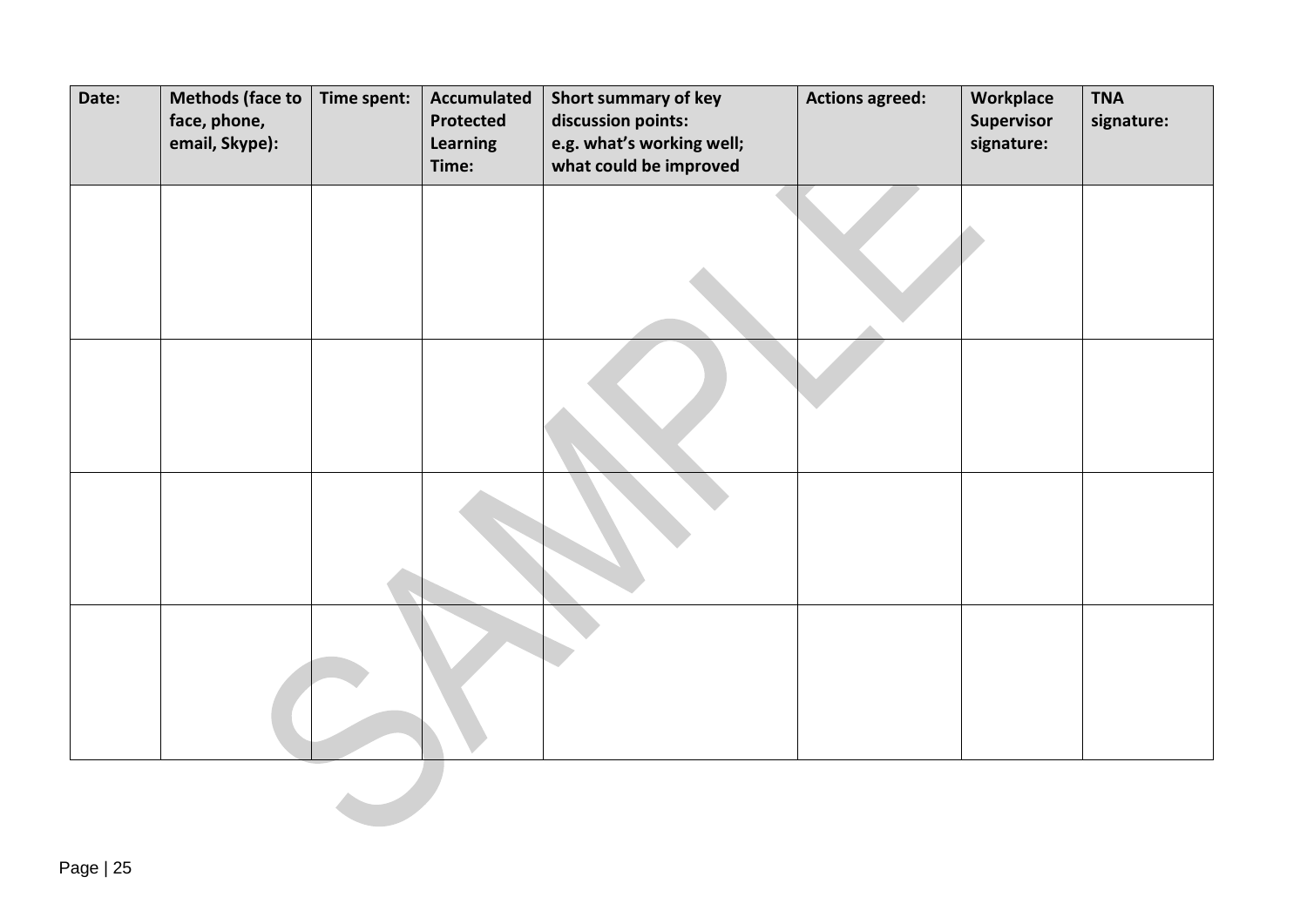| Date: | Methods (face to face, phone, email, Skype): | Time spent: | Accumulated Protected Learning Time: | Short summary of key discussion points: e.g. what's working well; what could be improved | Actions agreed: | Workplace Supervisor signature: | TNA signature: |
|---|---|---|---|---|---|---|---|
| | | | | | | | |
| | | | | | | | |
| | | | | | | | |
| | | | | | | | |

SAMPLE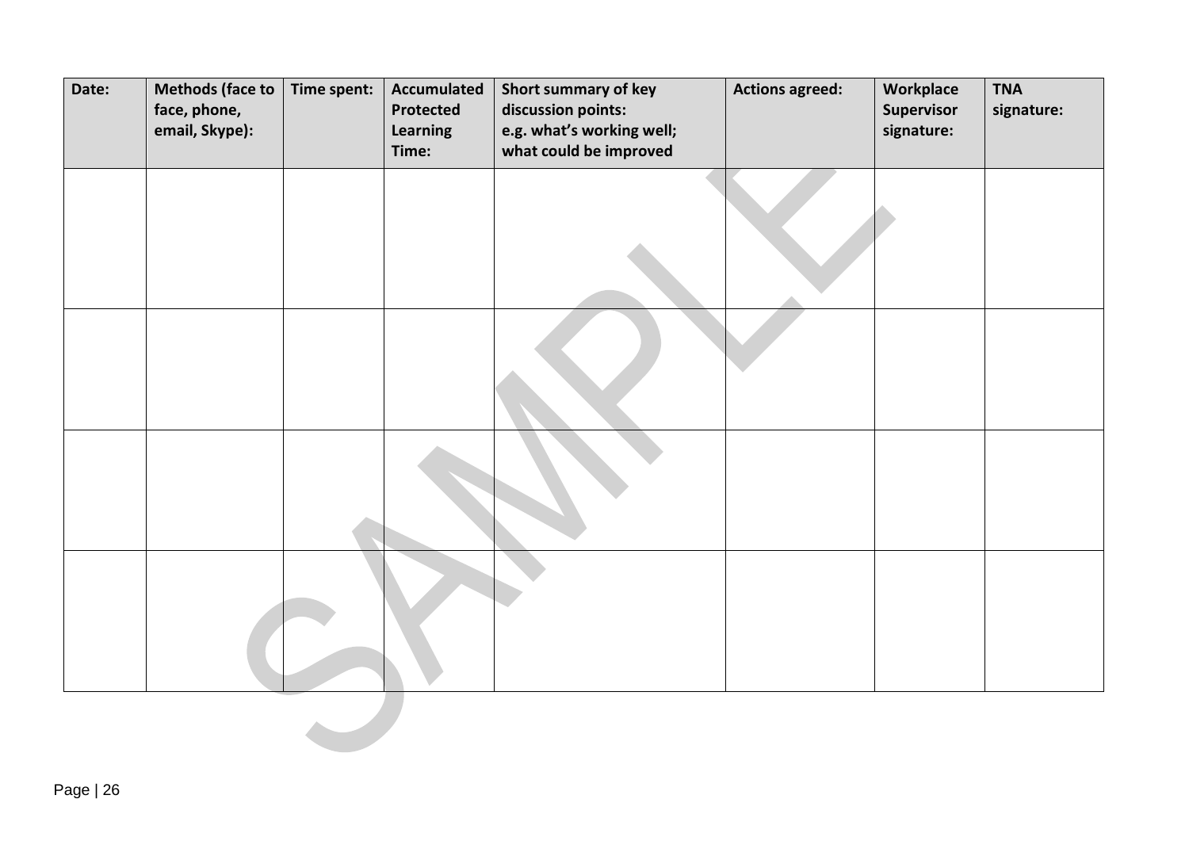| Date: | Methods (face to face, phone, email, Skype): | Time spent: | Accumulated Protected Learning Time: | Short summary of key discussion points: e.g. what's working well; what could be improved | Actions agreed: | Workplace Supervisor signature: | TNA signature: |
|---|---|---|---|---|---|---|---|
| | | | | | | | |
| | | | | | | | |
| | | | | | | | |
| | | | | | | | |

SAMPLE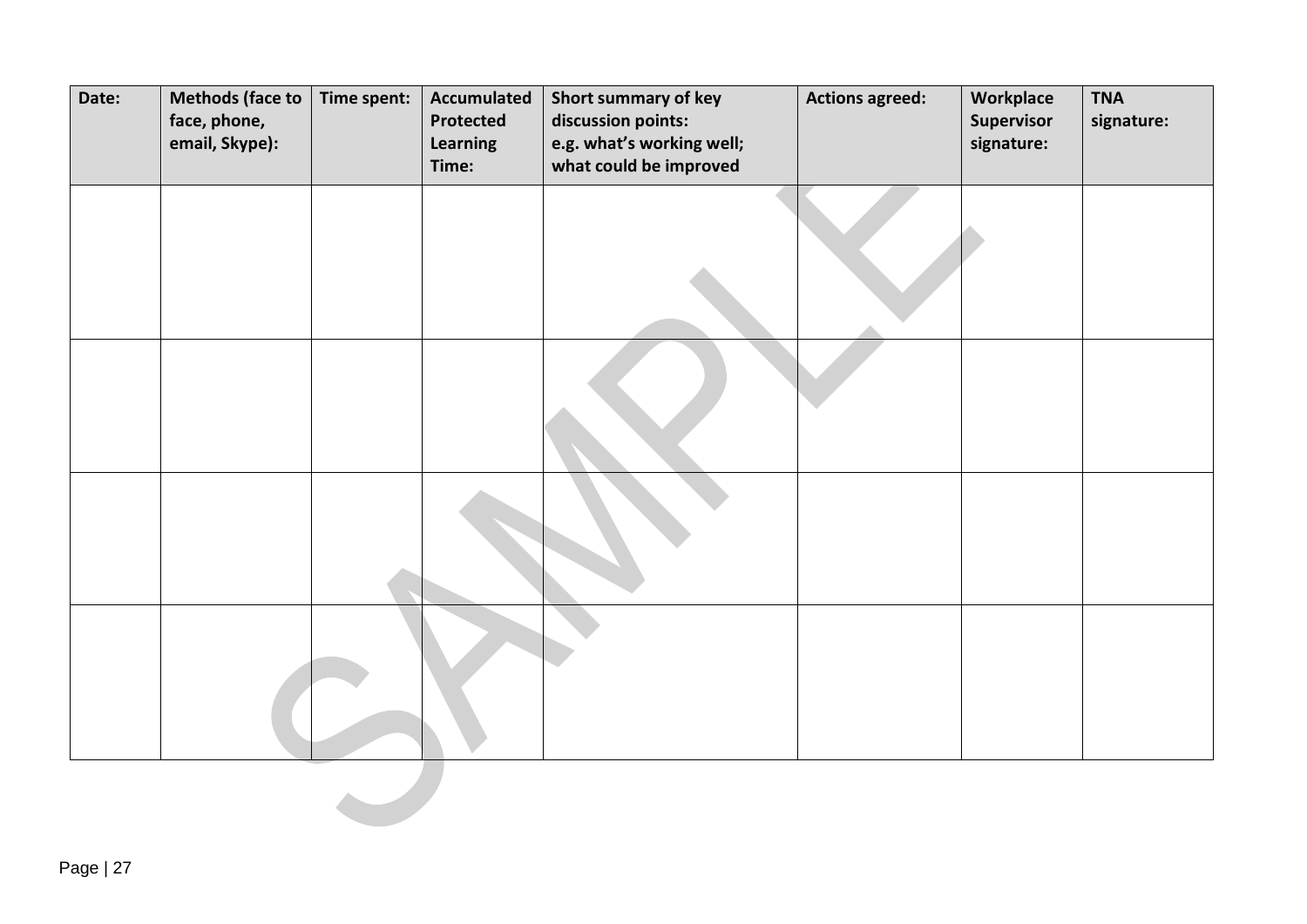| Date: | Methods (face to face, phone, email, Skype): | Time spent: | Accumulated Protected Learning Time: | Short summary of key discussion points: e.g. what's working well; what could be improved | Actions agreed: | Workplace Supervisor signature: | TNA signature: |
|---|---|---|---|---|---|---|---|
| | | | | | | | |
| | | | | | | | |
| | | | | | | | |
| | | | | | | | |

SAMPLE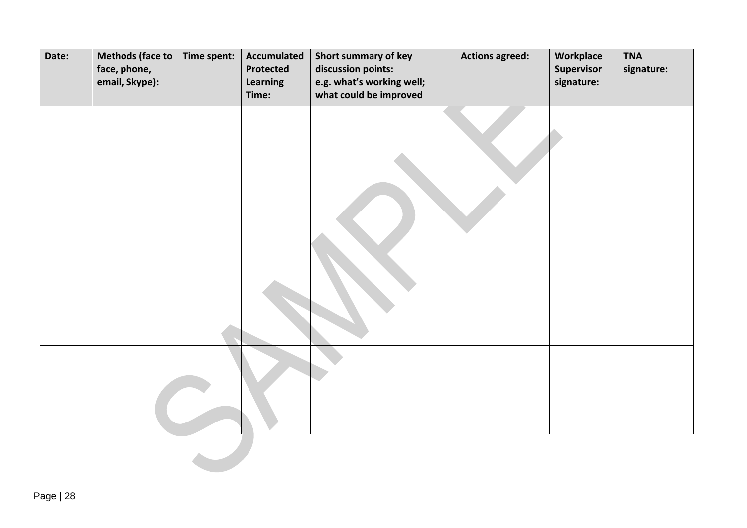| Date: | Methods (face to face, phone, email, Skype): | Time spent: | Accumulated Protected Learning Time: | Short summary of key discussion points: e.g. what's working well; what could be improved | Actions agreed: | Workplace Supervisor signature: | TNA signature: |
|---|---|---|---|---|---|---|---|
| | | | | | | | |
| | | | | | | | |
| | | | | | | | |
| | | | | | | | |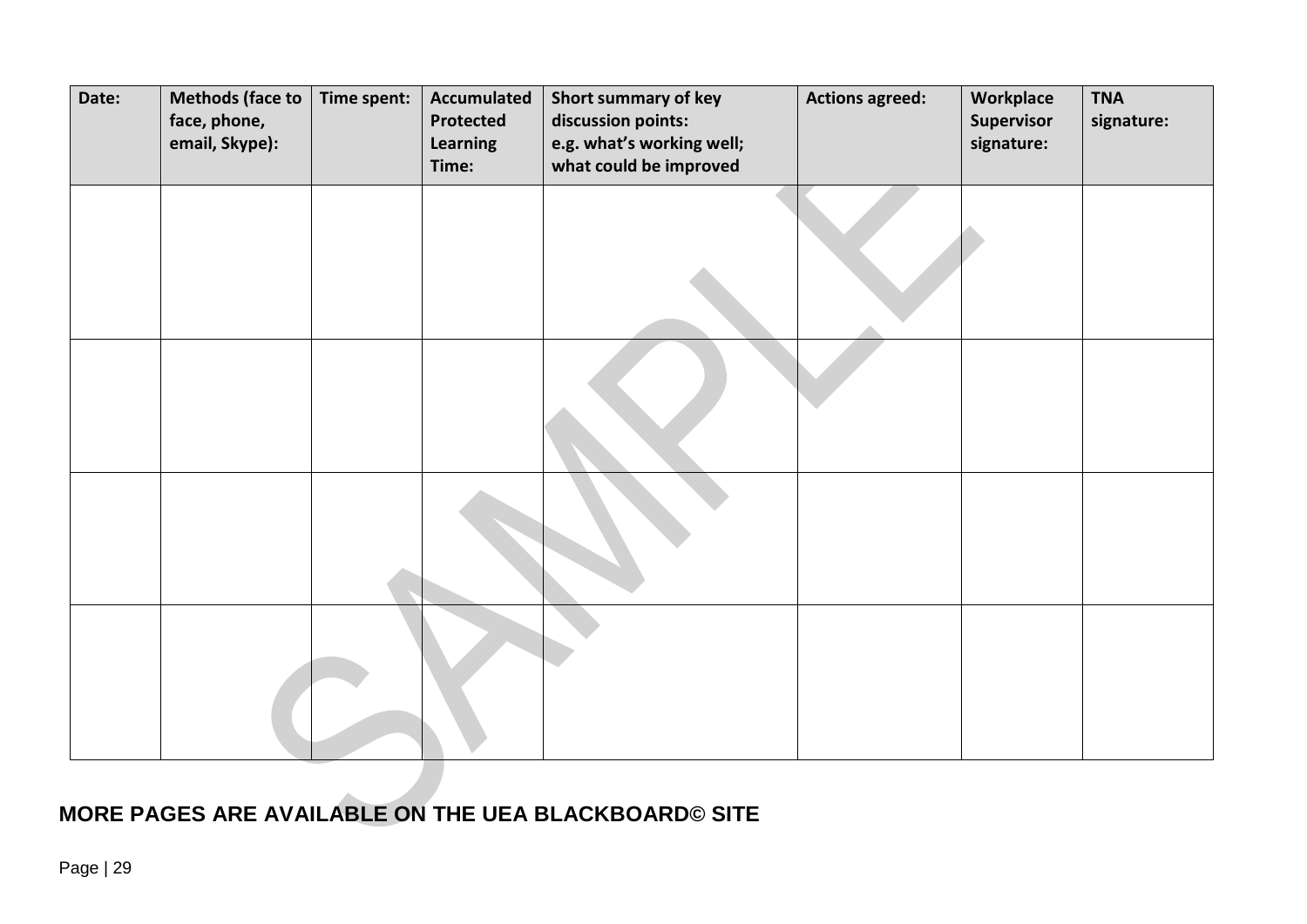| Date: | Methods (face to face, phone, email, Skype): | Time spent: | Accumulated Protected Learning Time: | Short summary of key discussion points: e.g. what's working well; what could be improved | Actions agreed: | Workplace Supervisor signature: | TNA signature: |
|---|---|---|---|---|---|---|---|
| | | | | | | | |
| | | | | | | | |
| | | | | | | | |
| | | | | | | | |

SAMPLE

**MORE PAGES ARE AVAILABLE ON THE UEA BLACKBOARD© SITE**